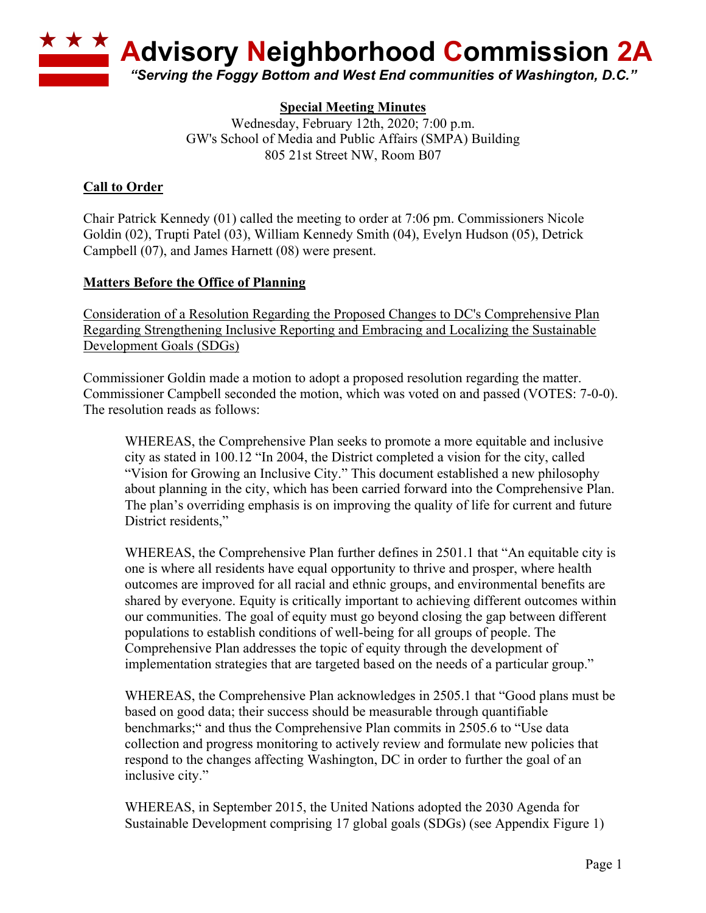# Advisory Neighborhood Commission 2A

*"Serving the Foggy Bottom and West End communities of Washington, D.C."*

**Special Meeting Minutes**
Wednesday, February 12th, 2020; 7:00 p.m.
GW's School of Media and Public Affairs (SMPA) Building
805 21st Street NW, Room B07

## Call to Order

Chair Patrick Kennedy (01) called the meeting to order at 7:06 pm. Commissioners Nicole Goldin (02), Trupti Patel (03), William Kennedy Smith (04), Evelyn Hudson (05), Detrick Campbell (07), and James Harnett (08) were present.

## Matters Before the Office of Planning

Consideration of a Resolution Regarding the Proposed Changes to DC's Comprehensive Plan Regarding Strengthening Inclusive Reporting and Embracing and Localizing the Sustainable Development Goals (SDGs)

Commissioner Goldin made a motion to adopt a proposed resolution regarding the matter. Commissioner Campbell seconded the motion, which was voted on and passed (VOTES: 7-0-0). The resolution reads as follows:

> WHEREAS, the Comprehensive Plan seeks to promote a more equitable and inclusive city as stated in 100.12 "In 2004, the District completed a vision for the city, called "Vision for Growing an Inclusive City." This document established a new philosophy about planning in the city, which has been carried forward into the Comprehensive Plan. The plan's overriding emphasis is on improving the quality of life for current and future District residents,"
>
> WHEREAS, the Comprehensive Plan further defines in 2501.1 that "An equitable city is one is where all residents have equal opportunity to thrive and prosper, where health outcomes are improved for all racial and ethnic groups, and environmental benefits are shared by everyone. Equity is critically important to achieving different outcomes within our communities. The goal of equity must go beyond closing the gap between different populations to establish conditions of well-being for all groups of people. The Comprehensive Plan addresses the topic of equity through the development of implementation strategies that are targeted based on the needs of a particular group."
>
> WHEREAS, the Comprehensive Plan acknowledges in 2505.1 that "Good plans must be based on good data; their success should be measurable through quantifiable benchmarks;" and thus the Comprehensive Plan commits in 2505.6 to "Use data collection and progress monitoring to actively review and formulate new policies that respond to the changes affecting Washington, DC in order to further the goal of an inclusive city."
>
> WHEREAS, in September 2015, the United Nations adopted the 2030 Agenda for Sustainable Development comprising 17 global goals (SDGs) (see Appendix Figure 1)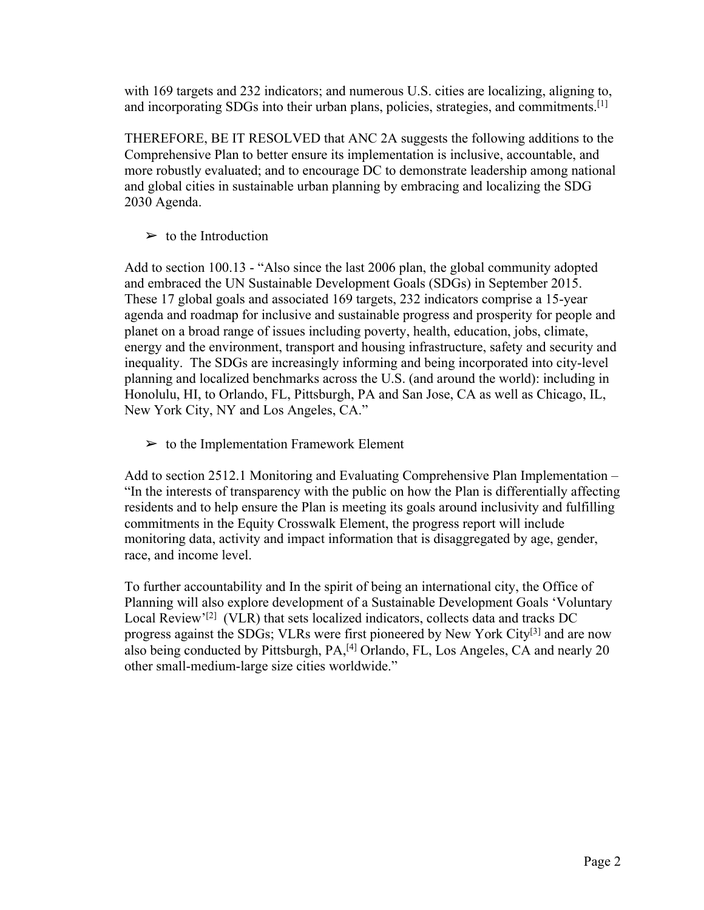with 169 targets and 232 indicators; and numerous U.S. cities are localizing, aligning to, and incorporating SDGs into their urban plans, policies, strategies, and commitments.[1]

THEREFORE, BE IT RESOLVED that ANC 2A suggests the following additions to the Comprehensive Plan to better ensure its implementation is inclusive, accountable, and more robustly evaluated; and to encourage DC to demonstrate leadership among national and global cities in sustainable urban planning by embracing and localizing the SDG 2030 Agenda.

- ➢ to the Introduction

Add to section 100.13 - "Also since the last 2006 plan, the global community adopted and embraced the UN Sustainable Development Goals (SDGs) in September 2015. These 17 global goals and associated 169 targets, 232 indicators comprise a 15-year agenda and roadmap for inclusive and sustainable progress and prosperity for people and planet on a broad range of issues including poverty, health, education, jobs, climate, energy and the environment, transport and housing infrastructure, safety and security and inequality. The SDGs are increasingly informing and being incorporated into city-level planning and localized benchmarks across the U.S. (and around the world): including in Honolulu, HI, to Orlando, FL, Pittsburgh, PA and San Jose, CA as well as Chicago, IL, New York City, NY and Los Angeles, CA."

- ➢ to the Implementation Framework Element

Add to section 2512.1 Monitoring and Evaluating Comprehensive Plan Implementation – "In the interests of transparency with the public on how the Plan is differentially affecting residents and to help ensure the Plan is meeting its goals around inclusivity and fulfilling commitments in the Equity Crosswalk Element, the progress report will include monitoring data, activity and impact information that is disaggregated by age, gender, race, and income level.

To further accountability and In the spirit of being an international city, the Office of Planning will also explore development of a Sustainable Development Goals 'Voluntary Local Review'[2] (VLR) that sets localized indicators, collects data and tracks DC progress against the SDGs; VLRs were first pioneered by New York City[3] and are now also being conducted by Pittsburgh, PA,[4] Orlando, FL, Los Angeles, CA and nearly 20 other small-medium-large size cities worldwide."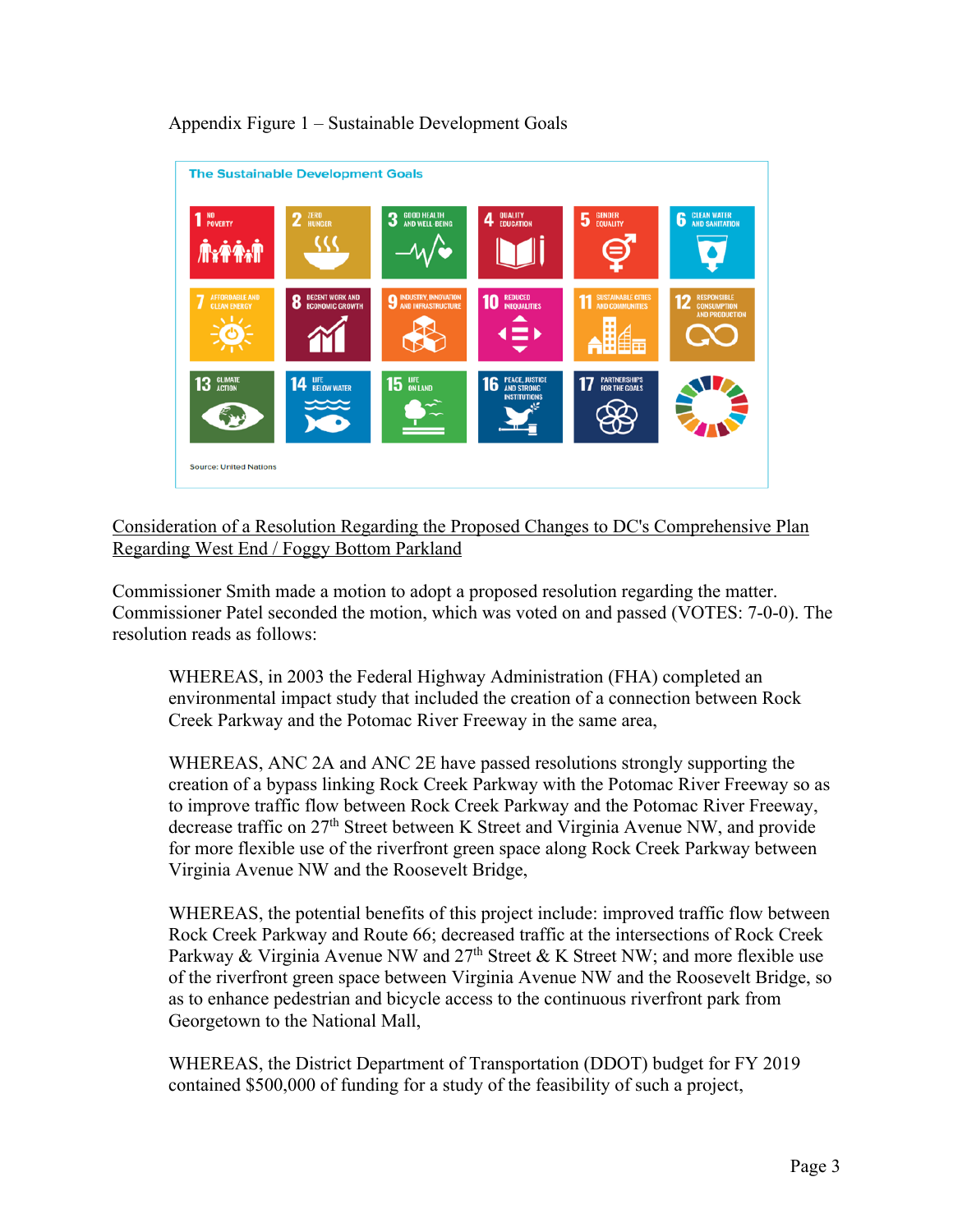Appendix Figure 1 – Sustainable Development Goals

The Sustainable Development Goals

1 NO POVERTY
2 ZERO HUNGER
3 GOOD HEALTH AND WELL-BEING
4 QUALITY EDUCATION
5 GENDER EQUALITY
6 CLEAN WATER AND SANITATION
7 AFFORDABLE AND CLEAN ENERGY
8 DECENT WORK AND ECONOMIC GROWTH
9 INDUSTRY, INNOVATION AND INFRASTRUCTURE
10 REDUCED INEQUALITIES
11 SUSTAINABLE CITIES AND COMMUNITIES
12 RESPONSIBLE CONSUMPTION AND PRODUCTION
13 CLIMATE ACTION
14 LIFE BELOW WATER
15 LIFE ON LAND
16 PEACE, JUSTICE AND STRONG INSTITUTIONS
17 PARTNERSHIPS FOR THE GOALS

Source: United Nations

<u>Consideration of a Resolution Regarding the Proposed Changes to DC's Comprehensive Plan Regarding West End / Foggy Bottom Parkland</u>

Commissioner Smith made a motion to adopt a proposed resolution regarding the matter. Commissioner Patel seconded the motion, which was voted on and passed (VOTES: 7-0-0). The resolution reads as follows:

> WHEREAS, in 2003 the Federal Highway Administration (FHA) completed an environmental impact study that included the creation of a connection between Rock Creek Parkway and the Potomac River Freeway in the same area,
>
> WHEREAS, ANC 2A and ANC 2E have passed resolutions strongly supporting the creation of a bypass linking Rock Creek Parkway with the Potomac River Freeway so as to improve traffic flow between Rock Creek Parkway and the Potomac River Freeway, decrease traffic on 27th Street between K Street and Virginia Avenue NW, and provide for more flexible use of the riverfront green space along Rock Creek Parkway between Virginia Avenue NW and the Roosevelt Bridge,
>
> WHEREAS, the potential benefits of this project include: improved traffic flow between Rock Creek Parkway and Route 66; decreased traffic at the intersections of Rock Creek Parkway & Virginia Avenue NW and 27th Street & K Street NW; and more flexible use of the riverfront green space between Virginia Avenue NW and the Roosevelt Bridge, so as to enhance pedestrian and bicycle access to the continuous riverfront park from Georgetown to the National Mall,
>
> WHEREAS, the District Department of Transportation (DDOT) budget for FY 2019 contained $500,000 of funding for a study of the feasibility of such a project,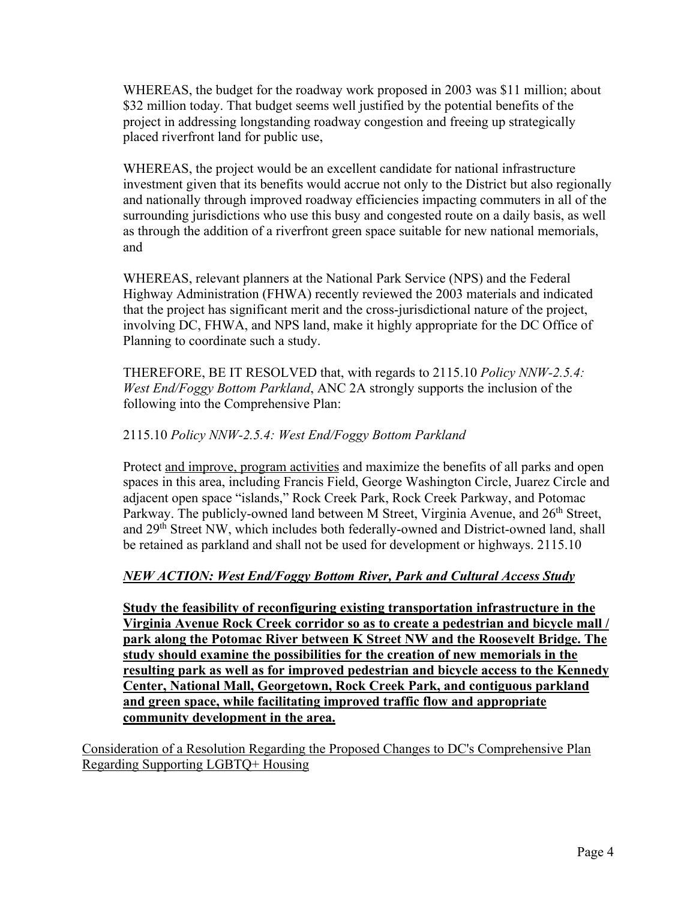WHEREAS, the budget for the roadway work proposed in 2003 was $11 million; about $32 million today. That budget seems well justified by the potential benefits of the project in addressing longstanding roadway congestion and freeing up strategically placed riverfront land for public use,

WHEREAS, the project would be an excellent candidate for national infrastructure investment given that its benefits would accrue not only to the District but also regionally and nationally through improved roadway efficiencies impacting commuters in all of the surrounding jurisdictions who use this busy and congested route on a daily basis, as well as through the addition of a riverfront green space suitable for new national memorials, and

WHEREAS, relevant planners at the National Park Service (NPS) and the Federal Highway Administration (FHWA) recently reviewed the 2003 materials and indicated that the project has significant merit and the cross-jurisdictional nature of the project, involving DC, FHWA, and NPS land, make it highly appropriate for the DC Office of Planning to coordinate such a study.

THEREFORE, BE IT RESOLVED that, with regards to 2115.10 *Policy NNW-2.5.4: West End/Foggy Bottom Parkland*, ANC 2A strongly supports the inclusion of the following into the Comprehensive Plan:

2115.10 *Policy NNW-2.5.4: West End/Foggy Bottom Parkland*

Protect <u>and improve, program activities</u> and maximize the benefits of all parks and open spaces in this area, including Francis Field, George Washington Circle, Juarez Circle and adjacent open space "islands," Rock Creek Park, Rock Creek Parkway, and Potomac Parkway. The publicly-owned land between M Street, Virginia Avenue, and 26th Street, and 29th Street NW, which includes both federally-owned and District-owned land, shall be retained as parkland and shall not be used for development or highways. 2115.10

***<u>NEW ACTION: West End/Foggy Bottom River, Park and Cultural Access Study</u>***

**<u>Study the feasibility of reconfiguring existing transportation infrastructure in the Virginia Avenue Rock Creek corridor so as to create a pedestrian and bicycle mall / park along the Potomac River between K Street NW and the Roosevelt Bridge. The study should examine the possibilities for the creation of new memorials in the resulting park as well as for improved pedestrian and bicycle access to the Kennedy Center, National Mall, Georgetown, Rock Creek Park, and contiguous parkland and green space, while facilitating improved traffic flow and appropriate community development in the area.</u>**

<u>Consideration of a Resolution Regarding the Proposed Changes to DC's Comprehensive Plan Regarding Supporting LGBTQ+ Housing</u>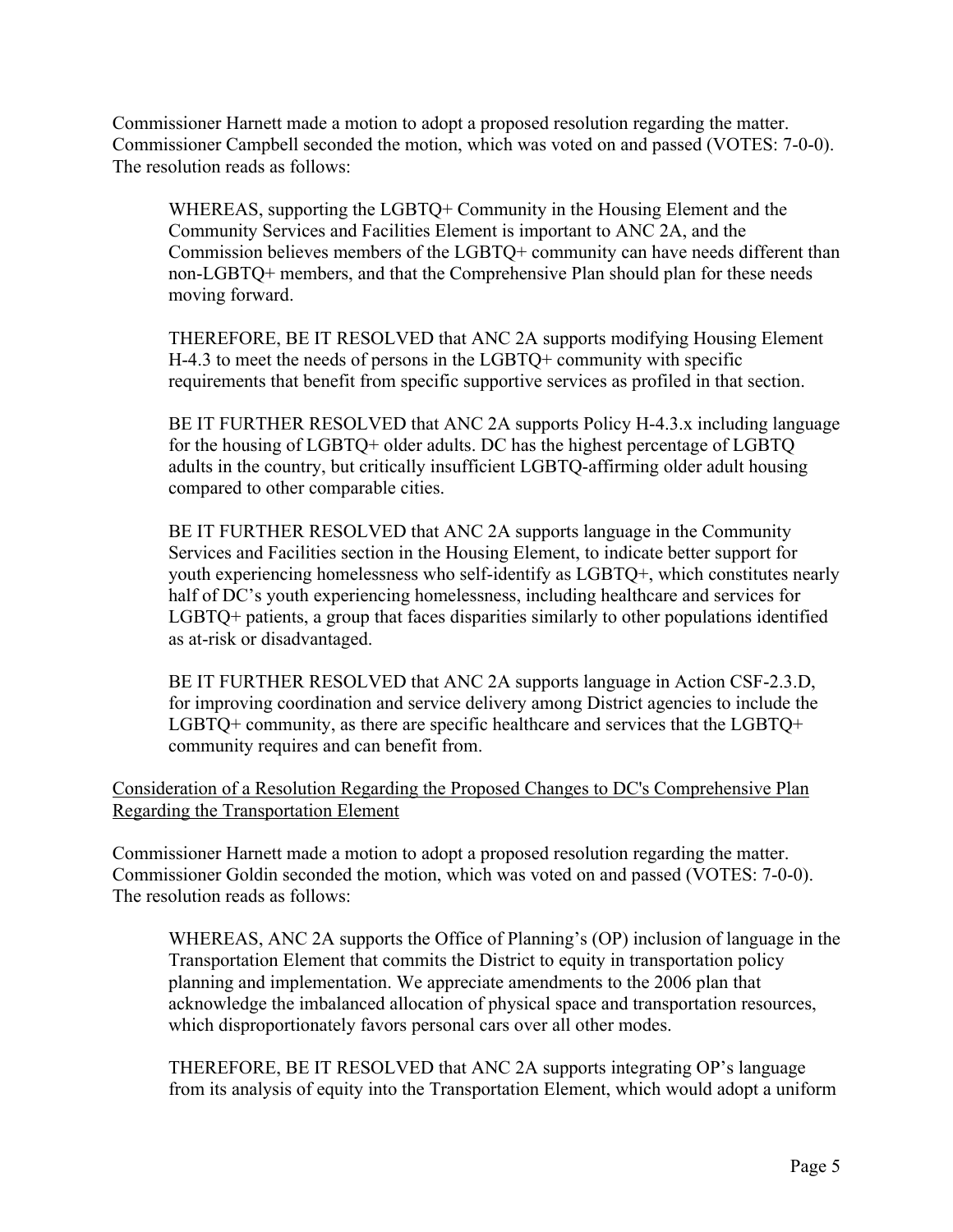Commissioner Harnett made a motion to adopt a proposed resolution regarding the matter. Commissioner Campbell seconded the motion, which was voted on and passed (VOTES: 7-0-0). The resolution reads as follows:

> WHEREAS, supporting the LGBTQ+ Community in the Housing Element and the Community Services and Facilities Element is important to ANC 2A, and the Commission believes members of the LGBTQ+ community can have needs different than non-LGBTQ+ members, and that the Comprehensive Plan should plan for these needs moving forward.
>
> THEREFORE, BE IT RESOLVED that ANC 2A supports modifying Housing Element H-4.3 to meet the needs of persons in the LGBTQ+ community with specific requirements that benefit from specific supportive services as profiled in that section.
>
> BE IT FURTHER RESOLVED that ANC 2A supports Policy H-4.3.x including language for the housing of LGBTQ+ older adults. DC has the highest percentage of LGBTQ adults in the country, but critically insufficient LGBTQ-affirming older adult housing compared to other comparable cities.
>
> BE IT FURTHER RESOLVED that ANC 2A supports language in the Community Services and Facilities section in the Housing Element, to indicate better support for youth experiencing homelessness who self-identify as LGBTQ+, which constitutes nearly half of DC's youth experiencing homelessness, including healthcare and services for LGBTQ+ patients, a group that faces disparities similarly to other populations identified as at-risk or disadvantaged.
>
> BE IT FURTHER RESOLVED that ANC 2A supports language in Action CSF-2.3.D, for improving coordination and service delivery among District agencies to include the LGBTQ+ community, as there are specific healthcare and services that the LGBTQ+ community requires and can benefit from.

<u>Consideration of a Resolution Regarding the Proposed Changes to DC's Comprehensive Plan Regarding the Transportation Element</u>

Commissioner Harnett made a motion to adopt a proposed resolution regarding the matter. Commissioner Goldin seconded the motion, which was voted on and passed (VOTES: 7-0-0). The resolution reads as follows:

> WHEREAS, ANC 2A supports the Office of Planning's (OP) inclusion of language in the Transportation Element that commits the District to equity in transportation policy planning and implementation. We appreciate amendments to the 2006 plan that acknowledge the imbalanced allocation of physical space and transportation resources, which disproportionately favors personal cars over all other modes.
>
> THEREFORE, BE IT RESOLVED that ANC 2A supports integrating OP's language from its analysis of equity into the Transportation Element, which would adopt a uniform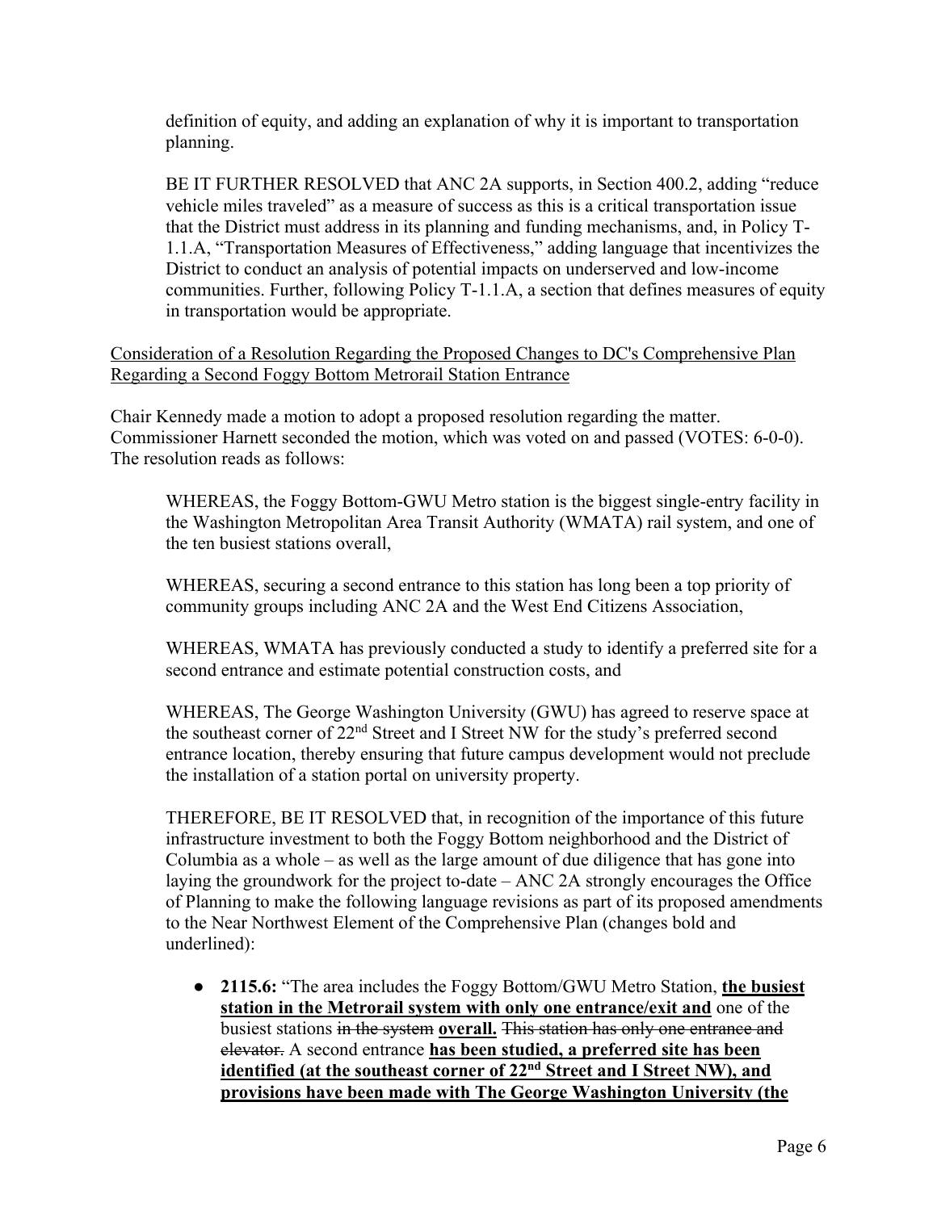definition of equity, and adding an explanation of why it is important to transportation planning.

BE IT FURTHER RESOLVED that ANC 2A supports, in Section 400.2, adding "reduce vehicle miles traveled" as a measure of success as this is a critical transportation issue that the District must address in its planning and funding mechanisms, and, in Policy T-1.1.A, "Transportation Measures of Effectiveness," adding language that incentivizes the District to conduct an analysis of potential impacts on underserved and low-income communities. Further, following Policy T-1.1.A, a section that defines measures of equity in transportation would be appropriate.

<u>Consideration of a Resolution Regarding the Proposed Changes to DC's Comprehensive Plan Regarding a Second Foggy Bottom Metrorail Station Entrance</u>

Chair Kennedy made a motion to adopt a proposed resolution regarding the matter. Commissioner Harnett seconded the motion, which was voted on and passed (VOTES: 6-0-0). The resolution reads as follows:

WHEREAS, the Foggy Bottom-GWU Metro station is the biggest single-entry facility in the Washington Metropolitan Area Transit Authority (WMATA) rail system, and one of the ten busiest stations overall,

WHEREAS, securing a second entrance to this station has long been a top priority of community groups including ANC 2A and the West End Citizens Association,

WHEREAS, WMATA has previously conducted a study to identify a preferred site for a second entrance and estimate potential construction costs, and

WHEREAS, The George Washington University (GWU) has agreed to reserve space at the southeast corner of 22nd Street and I Street NW for the study's preferred second entrance location, thereby ensuring that future campus development would not preclude the installation of a station portal on university property.

THEREFORE, BE IT RESOLVED that, in recognition of the importance of this future infrastructure investment to both the Foggy Bottom neighborhood and the District of Columbia as a whole – as well as the large amount of due diligence that has gone into laying the groundwork for the project to-date – ANC 2A strongly encourages the Office of Planning to make the following language revisions as part of its proposed amendments to the Near Northwest Element of the Comprehensive Plan (changes bold and underlined):

- **2115.6:** "The area includes the Foggy Bottom/GWU Metro Station, **<u>the busiest station in the Metrorail system with only one entrance/exit and</u>** one of the busiest stations ~~in the system~~ **<u>overall.</u>** ~~This station has only one entrance and elevator.~~ A second entrance **<u>has been studied, a preferred site has been identified (at the southeast corner of 22nd Street and I Street NW), and provisions have been made with The George Washington University (the</u>**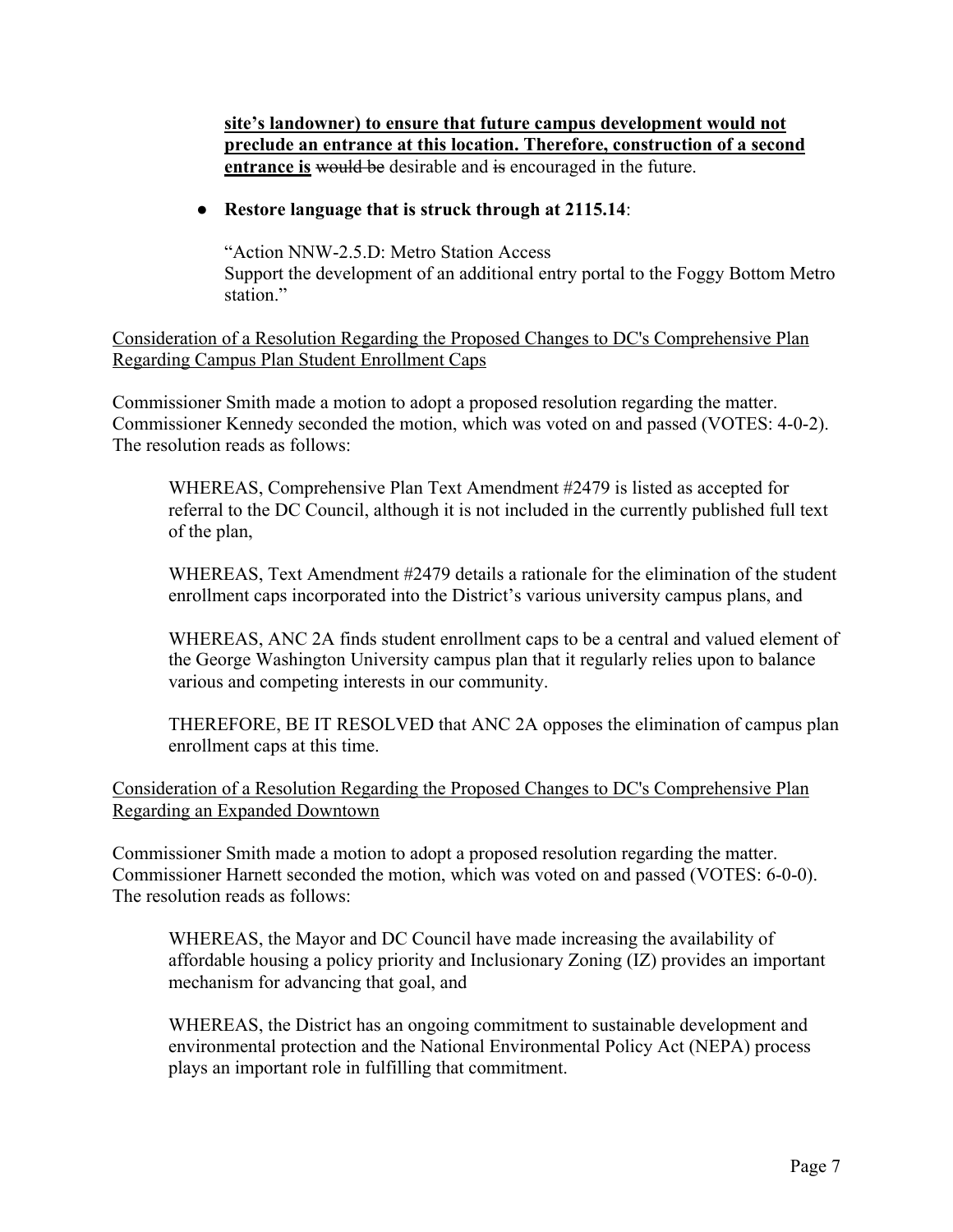**site's landowner) to ensure that future campus development would not preclude an entrance at this location. Therefore, construction of a second entrance is** ~~would be~~ desirable and ~~is~~ encouraged in the future.

- **Restore language that is struck through at 2115.14**:

  "Action NNW-2.5.D: Metro Station Access
  Support the development of an additional entry portal to the Foggy Bottom Metro station."

<u>Consideration of a Resolution Regarding the Proposed Changes to DC's Comprehensive Plan Regarding Campus Plan Student Enrollment Caps</u>

Commissioner Smith made a motion to adopt a proposed resolution regarding the matter. Commissioner Kennedy seconded the motion, which was voted on and passed (VOTES: 4-0-2). The resolution reads as follows:

> WHEREAS, Comprehensive Plan Text Amendment #2479 is listed as accepted for referral to the DC Council, although it is not included in the currently published full text of the plan,
>
> WHEREAS, Text Amendment #2479 details a rationale for the elimination of the student enrollment caps incorporated into the District's various university campus plans, and
>
> WHEREAS, ANC 2A finds student enrollment caps to be a central and valued element of the George Washington University campus plan that it regularly relies upon to balance various and competing interests in our community.
>
> THEREFORE, BE IT RESOLVED that ANC 2A opposes the elimination of campus plan enrollment caps at this time.

<u>Consideration of a Resolution Regarding the Proposed Changes to DC's Comprehensive Plan Regarding an Expanded Downtown</u>

Commissioner Smith made a motion to adopt a proposed resolution regarding the matter. Commissioner Harnett seconded the motion, which was voted on and passed (VOTES: 6-0-0). The resolution reads as follows:

> WHEREAS, the Mayor and DC Council have made increasing the availability of affordable housing a policy priority and Inclusionary Zoning (IZ) provides an important mechanism for advancing that goal, and
>
> WHEREAS, the District has an ongoing commitment to sustainable development and environmental protection and the National Environmental Policy Act (NEPA) process plays an important role in fulfilling that commitment.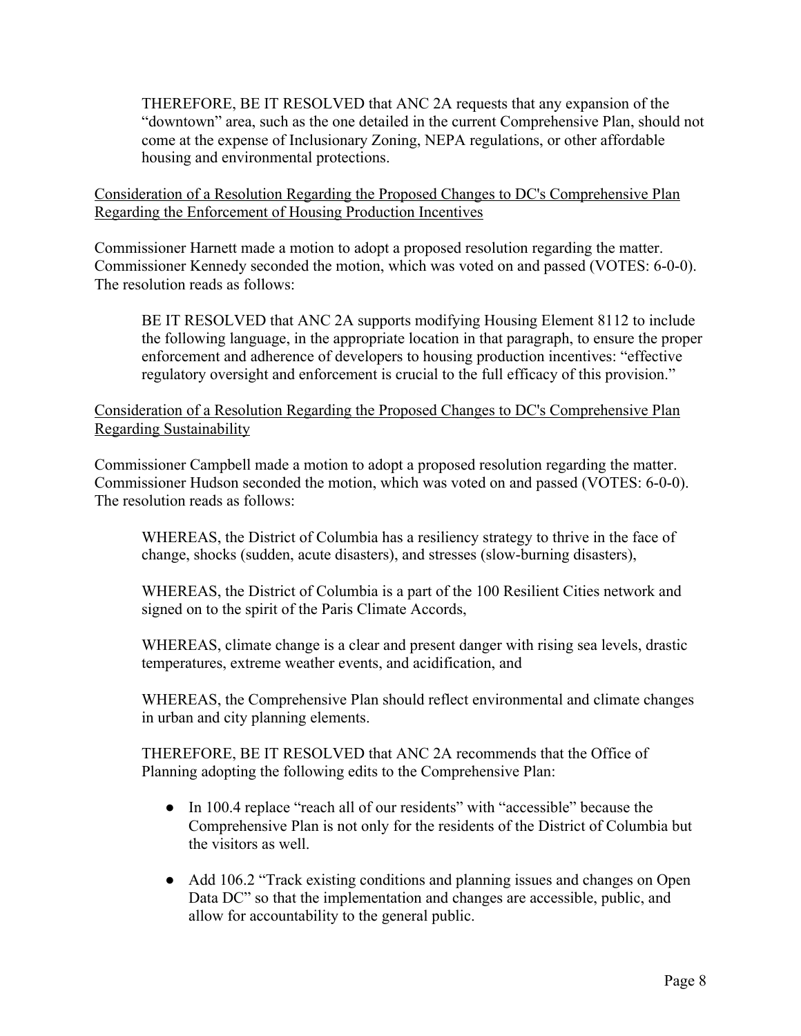THEREFORE, BE IT RESOLVED that ANC 2A requests that any expansion of the "downtown" area, such as the one detailed in the current Comprehensive Plan, should not come at the expense of Inclusionary Zoning, NEPA regulations, or other affordable housing and environmental protections.

<u>Consideration of a Resolution Regarding the Proposed Changes to DC's Comprehensive Plan Regarding the Enforcement of Housing Production Incentives</u>

Commissioner Harnett made a motion to adopt a proposed resolution regarding the matter. Commissioner Kennedy seconded the motion, which was voted on and passed (VOTES: 6-0-0). The resolution reads as follows:

> BE IT RESOLVED that ANC 2A supports modifying Housing Element 8112 to include the following language, in the appropriate location in that paragraph, to ensure the proper enforcement and adherence of developers to housing production incentives: "effective regulatory oversight and enforcement is crucial to the full efficacy of this provision."

<u>Consideration of a Resolution Regarding the Proposed Changes to DC's Comprehensive Plan Regarding Sustainability</u>

Commissioner Campbell made a motion to adopt a proposed resolution regarding the matter. Commissioner Hudson seconded the motion, which was voted on and passed (VOTES: 6-0-0). The resolution reads as follows:

> WHEREAS, the District of Columbia has a resiliency strategy to thrive in the face of change, shocks (sudden, acute disasters), and stresses (slow-burning disasters),
>
> WHEREAS, the District of Columbia is a part of the 100 Resilient Cities network and signed on to the spirit of the Paris Climate Accords,
>
> WHEREAS, climate change is a clear and present danger with rising sea levels, drastic temperatures, extreme weather events, and acidification, and
>
> WHEREAS, the Comprehensive Plan should reflect environmental and climate changes in urban and city planning elements.
>
> THEREFORE, BE IT RESOLVED that ANC 2A recommends that the Office of Planning adopting the following edits to the Comprehensive Plan:
>
> - In 100.4 replace "reach all of our residents" with "accessible" because the Comprehensive Plan is not only for the residents of the District of Columbia but the visitors as well.
>
> - Add 106.2 "Track existing conditions and planning issues and changes on Open Data DC" so that the implementation and changes are accessible, public, and allow for accountability to the general public.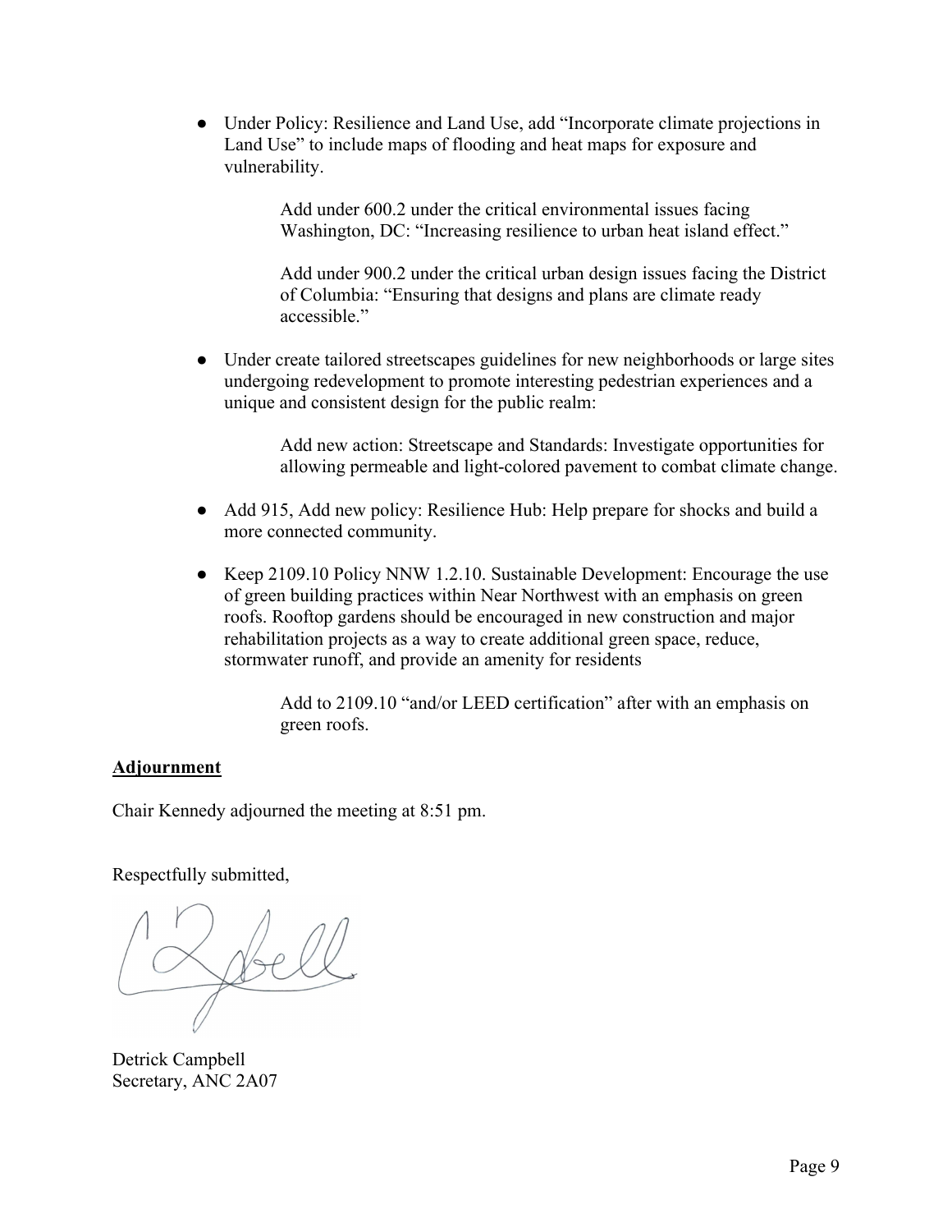- Under Policy: Resilience and Land Use, add "Incorporate climate projections in Land Use" to include maps of flooding and heat maps for exposure and vulnerability.

  Add under 600.2 under the critical environmental issues facing Washington, DC: "Increasing resilience to urban heat island effect."

  Add under 900.2 under the critical urban design issues facing the District of Columbia: "Ensuring that designs and plans are climate ready accessible."

- Under create tailored streetscapes guidelines for new neighborhoods or large sites undergoing redevelopment to promote interesting pedestrian experiences and a unique and consistent design for the public realm:

  Add new action: Streetscape and Standards: Investigate opportunities for allowing permeable and light-colored pavement to combat climate change.

- Add 915, Add new policy: Resilience Hub: Help prepare for shocks and build a more connected community.

- Keep 2109.10 Policy NNW 1.2.10. Sustainable Development: Encourage the use of green building practices within Near Northwest with an emphasis on green roofs. Rooftop gardens should be encouraged in new construction and major rehabilitation projects as a way to create additional green space, reduce, stormwater runoff, and provide an amenity for residents

  Add to 2109.10 "and/or LEED certification" after with an emphasis on green roofs.

**Adjournment**

Chair Kennedy adjourned the meeting at 8:51 pm.

Respectfully submitted,

Detrick Campbell
Secretary, ANC 2A07